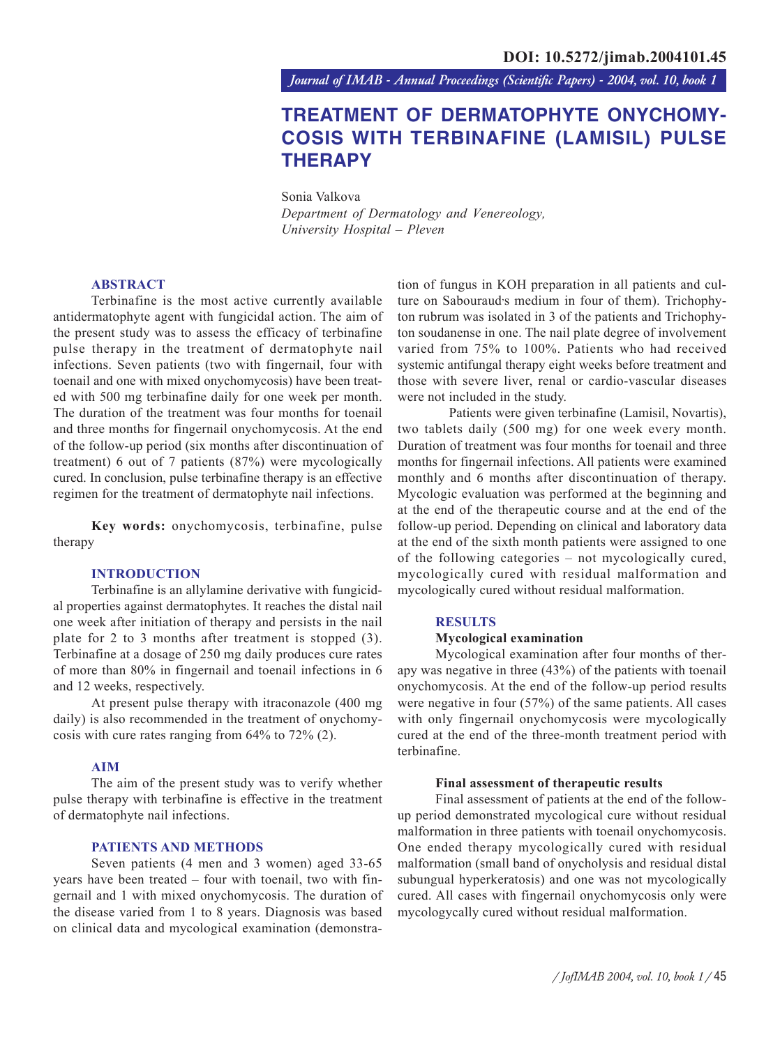DOI: 10.5272/jimab.2004101.45

# TREATMENT OF DERMATOPHYTE ONYCHOMYCOSIS WITH TERBINAFINE (LAMISIL) PULSE THERAPY

Sonia Valkova

*Department of Dermatology and Venereology, University Hospital – Pleven*

## ABSTRACT

Terbinafine is the most active currently available antidermatophyte agent with fungicidal action. The aim of the present study was to assess the efficacy of terbinafine pulse therapy in the treatment of dermatophyte nail infections. Seven patients (two with fingernail, four with toenail and one with mixed onychomycosis) have been treated with 500 mg terbinafine daily for one week per month. The duration of the treatment was four months for toenail and three months for fingernail onychomycosis. At the end of the follow-up period (six months after discontinuation of treatment) 6 out of 7 patients (87%) were mycologically cured. In conclusion, pulse terbinafine therapy is an effective regimen for the treatment of dermatophyte nail infections.

**Key words:** onychomycosis, terbinafine, pulse therapy

## INTRODUCTION

Terbinafine is an allylamine derivative with fungicidal properties against dermatophytes. It reaches the distal nail one week after initiation of therapy and persists in the nail plate for 2 to 3 months after treatment is stopped (3). Terbinafine at a dosage of 250 mg daily produces cure rates of more than 80% in fingernail and toenail infections in 6 and 12 weeks, respectively.

At present pulse therapy with itraconazole (400 mg daily) is also recommended in the treatment of onychomycosis with cure rates ranging from 64% to 72% (2).

## AIM

The aim of the present study was to verify whether pulse therapy with terbinafine is effective in the treatment of dermatophyte nail infections.

## PATIENTS AND METHODS

Seven patients (4 men and 3 women) aged 33-65 years have been treated – four with toenail, two with fingernail and 1 with mixed onychomycosis. The duration of the disease varied from 1 to 8 years. Diagnosis was based on clinical data and mycological examination (demonstration of fungus in KOH preparation in all patients and culture on Sabouraud's medium in four of them). Trichophyton rubrum was isolated in 3 of the patients and Trichophyton soudanense in one. The nail plate degree of involvement varied from 75% to 100%. Patients who had received systemic antifungal therapy eight weeks before treatment and those with severe liver, renal or cardio-vascular diseases were not included in the study.

Patients were given terbinafine (Lamisil, Novartis), two tablets daily (500 mg) for one week every month. Duration of treatment was four months for toenail and three months for fingernail infections. All patients were examined monthly and 6 months after discontinuation of therapy. Mycologic evaluation was performed at the beginning and at the end of the therapeutic course and at the end of the follow-up period. Depending on clinical and laboratory data at the end of the sixth month patients were assigned to one of the following categories – not mycologically cured, mycologically cured with residual malformation and mycologically cured without residual malformation.

## RESULTS

### Mycological examination

Mycological examination after four months of therapy was negative in three (43%) of the patients with toenail onychomycosis. At the end of the follow-up period results were negative in four (57%) of the same patients. All cases with only fingernail onychomycosis were mycologically cured at the end of the three-month treatment period with terbinafine.

### Final assessment of therapeutic results

Final assessment of patients at the end of the follow-up period demonstrated mycological cure without residual malformation in three patients with toenail onychomycosis. One ended therapy mycologically cured with residual malformation (small band of onycholysis and residual distal subungual hyperkeratosis) and one was not mycologically cured. All cases with fingernail onychomycosis only were mycologycally cured without residual malformation.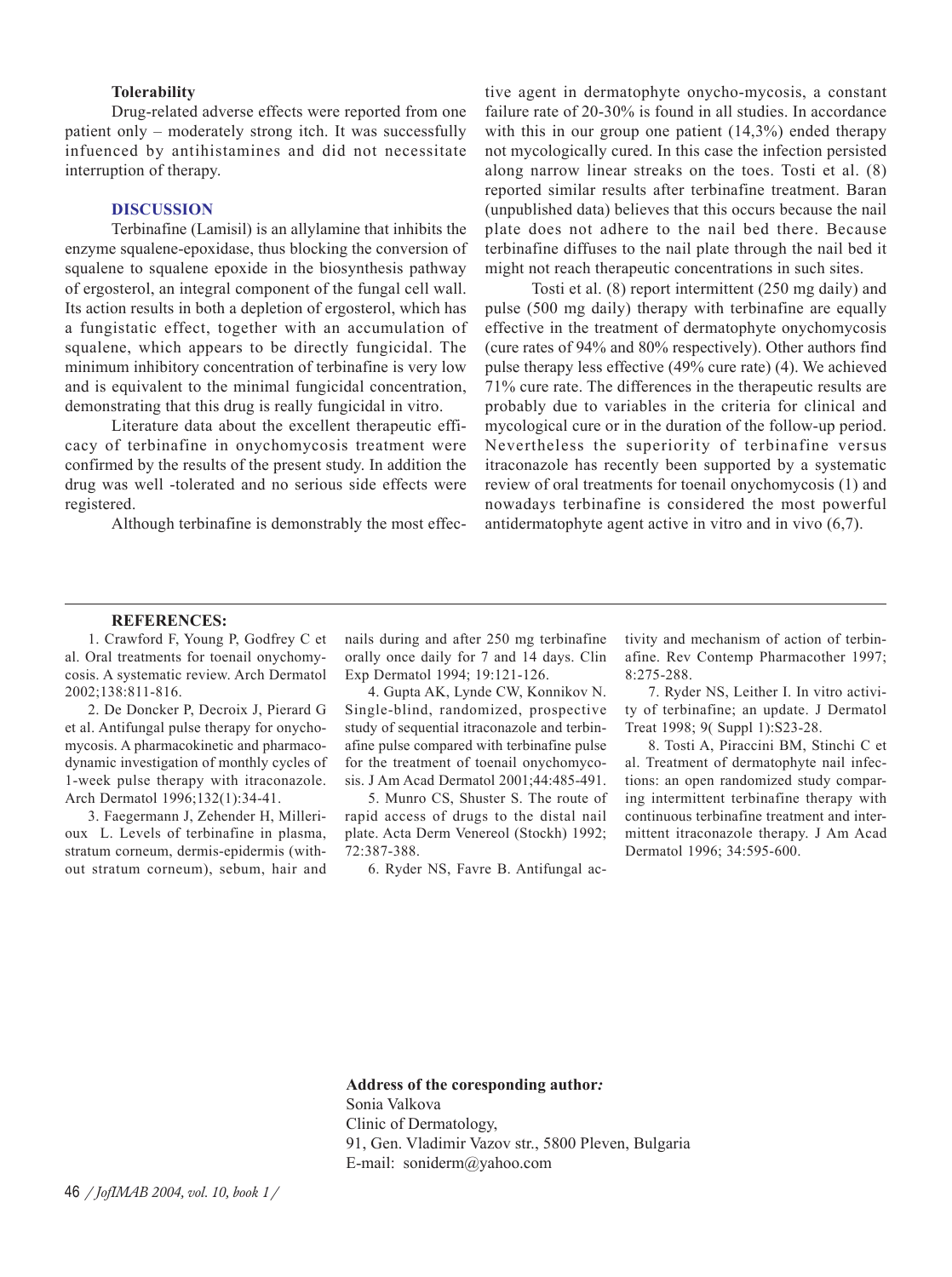### Tolerability

Drug-related adverse effects were reported from one patient only – moderately strong itch. It was successfully infuenced by antihistamines and did not necessitate interruption of therapy.

## DISCUSSION

Terbinafine (Lamisil) is an allylamine that inhibits the enzyme squalene-epoxidase, thus blocking the conversion of squalene to squalene epoxide in the biosynthesis pathway of ergosterol, an integral component of the fungal cell wall. Its action results in both a depletion of ergosterol, which has a fungistatic effect, together with an accumulation of squalene, which appears to be directly fungicidal. The minimum inhibitory concentration of terbinafine is very low and is equivalent to the minimal fungicidal concentration, demonstrating that this drug is really fungicidal in vitro.

Literature data about the excellent therapeutic efficacy of terbinafine in onychomycosis treatment were confirmed by the results of the present study. In addition the drug was well -tolerated and no serious side effects were registered.

Although terbinafine is demonstrably the most effective agent in dermatophyte onycho-mycosis, a constant failure rate of 20-30% is found in all studies. In accordance with this in our group one patient (14,3%) ended therapy not mycologically cured. In this case the infection persisted along narrow linear streaks on the toes. Tosti et al. (8) reported similar results after terbinafine treatment. Baran (unpublished data) believes that this occurs because the nail plate does not adhere to the nail bed there. Because terbinafine diffuses to the nail plate through the nail bed it might not reach therapeutic concentrations in such sites.

Tosti et al. (8) report intermittent (250 mg daily) and pulse (500 mg daily) therapy with terbinafine are equally effective in the treatment of dermatophyte onychomycosis (cure rates of 94% and 80% respectively). Other authors find pulse therapy less effective (49% cure rate) (4). We achieved 71% cure rate. The differences in the therapeutic results are probably due to variables in the criteria for clinical and mycological cure or in the duration of the follow-up period. Nevertheless the superiority of terbinafine versus itraconazole has recently been supported by a systematic review of oral treatments for toenail onychomycosis (1) and nowadays terbinafine is considered the most powerful antidermatophyte agent active in vitro and in vivo (6,7).

### REFERENCES:

1. Crawford F, Young P, Godfrey C et al. Oral treatments for toenail onychomycosis. A systematic review. Arch Dermatol 2002;138:811-816.
2. De Doncker P, Decroix J, Pierard G et al. Antifungal pulse therapy for onychomycosis. A pharmacokinetic and pharmacodynamic investigation of monthly cycles of 1-week pulse therapy with itraconazole. Arch Dermatol 1996;132(1):34-41.
3. Faegermann J, Zehender H, Millerioux L. Levels of terbinafine in plasma, stratum corneum, dermis-epidermis (without stratum corneum), sebum, hair and nails during and after 250 mg terbinafine orally once daily for 7 and 14 days. Clin Exp Dermatol 1994; 19:121-126.
4. Gupta AK, Lynde CW, Konnikov N. Single-blind, randomized, prospective study of sequential itraconazole and terbinafine pulse compared with terbinafine pulse for the treatment of toenail onychomycosis. J Am Acad Dermatol 2001;44:485-491.
5. Munro CS, Shuster S. The route of rapid access of drugs to the distal nail plate. Acta Derm Venereol (Stockh) 1992; 72:387-388.
6. Ryder NS, Favre B. Antifungal activity and mechanism of action of terbinafine. Rev Contemp Pharmacother 1997; 8:275-288.
7. Ryder NS, Leither I. In vitro activity of terbinafine; an update. J Dermatol Treat 1998; 9( Suppl 1):S23-28.
8. Tosti A, Piraccini BM, Stinchi C et al. Treatment of dermatophyte nail infections: an open randomized study comparing intermittent terbinafine therapy with continuous terbinafine treatment and intermittent itraconazole therapy. J Am Acad Dermatol 1996; 34:595-600.

**Address of the coresponding author*:***
Sonia Valkova
Clinic of Dermatology,
91, Gen. Vladimir Vazov str., 5800 Pleven, Bulgaria
E-mail: soniderm@yahoo.com